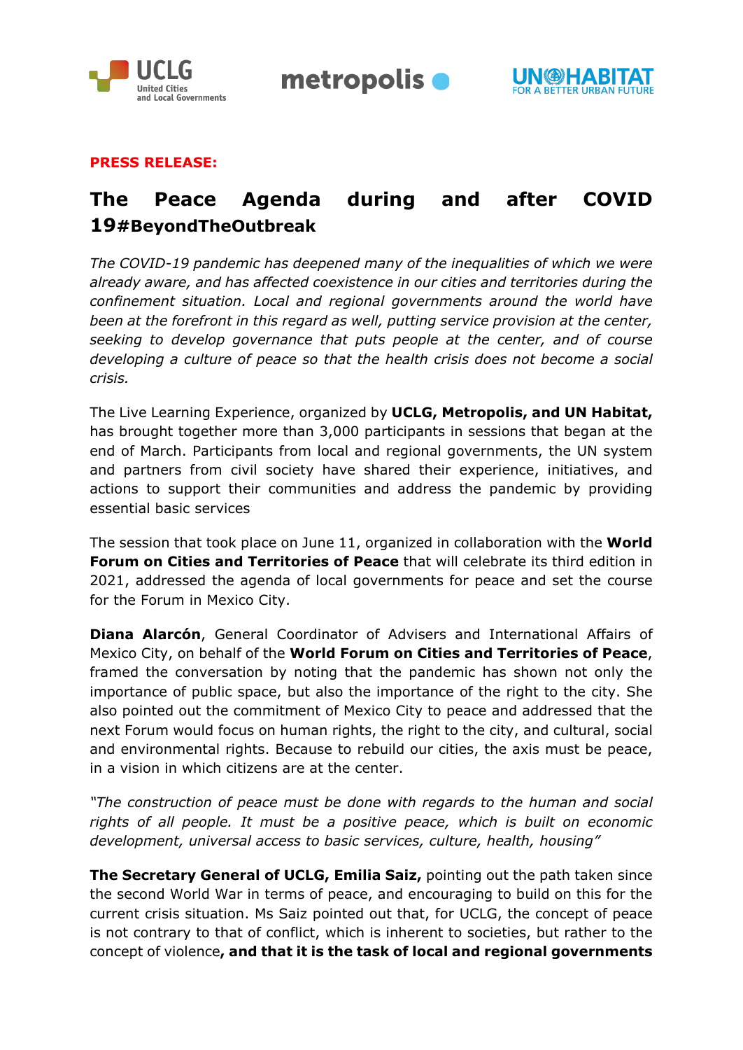**PRESS RELEASE:**

# The Peace Agenda during and after COVID 19#BeyondTheOutbreak

*The COVID-19 pandemic has deepened many of the inequalities of which we were already aware, and has affected coexistence in our cities and territories during the confinement situation. Local and regional governments around the world have been at the forefront in this regard as well, putting service provision at the center, seeking to develop governance that puts people at the center, and of course developing a culture of peace so that the health crisis does not become a social crisis.*

The Live Learning Experience, organized by **UCLG, Metropolis, and UN Habitat,** has brought together more than 3,000 participants in sessions that began at the end of March. Participants from local and regional governments, the UN system and partners from civil society have shared their experience, initiatives, and actions to support their communities and address the pandemic by providing essential basic services

The session that took place on June 11, organized in collaboration with the **World Forum on Cities and Territories of Peace** that will celebrate its third edition in 2021, addressed the agenda of local governments for peace and set the course for the Forum in Mexico City.

**Diana Alarcón**, General Coordinator of Advisers and International Affairs of Mexico City, on behalf of the **World Forum on Cities and Territories of Peace**, framed the conversation by noting that the pandemic has shown not only the importance of public space, but also the importance of the right to the city. She also pointed out the commitment of Mexico City to peace and addressed that the next Forum would focus on human rights, the right to the city, and cultural, social and environmental rights. Because to rebuild our cities, the axis must be peace, in a vision in which citizens are at the center.

*"The construction of peace must be done with regards to the human and social rights of all people. It must be a positive peace, which is built on economic development, universal access to basic services, culture, health, housing"*

**The Secretary General of UCLG, Emilia Saiz,** pointing out the path taken since the second World War in terms of peace, and encouraging to build on this for the current crisis situation. Ms Saiz pointed out that, for UCLG, the concept of peace is not contrary to that of conflict, which is inherent to societies, but rather to the concept of violence**, and that it is the task of local and regional governments**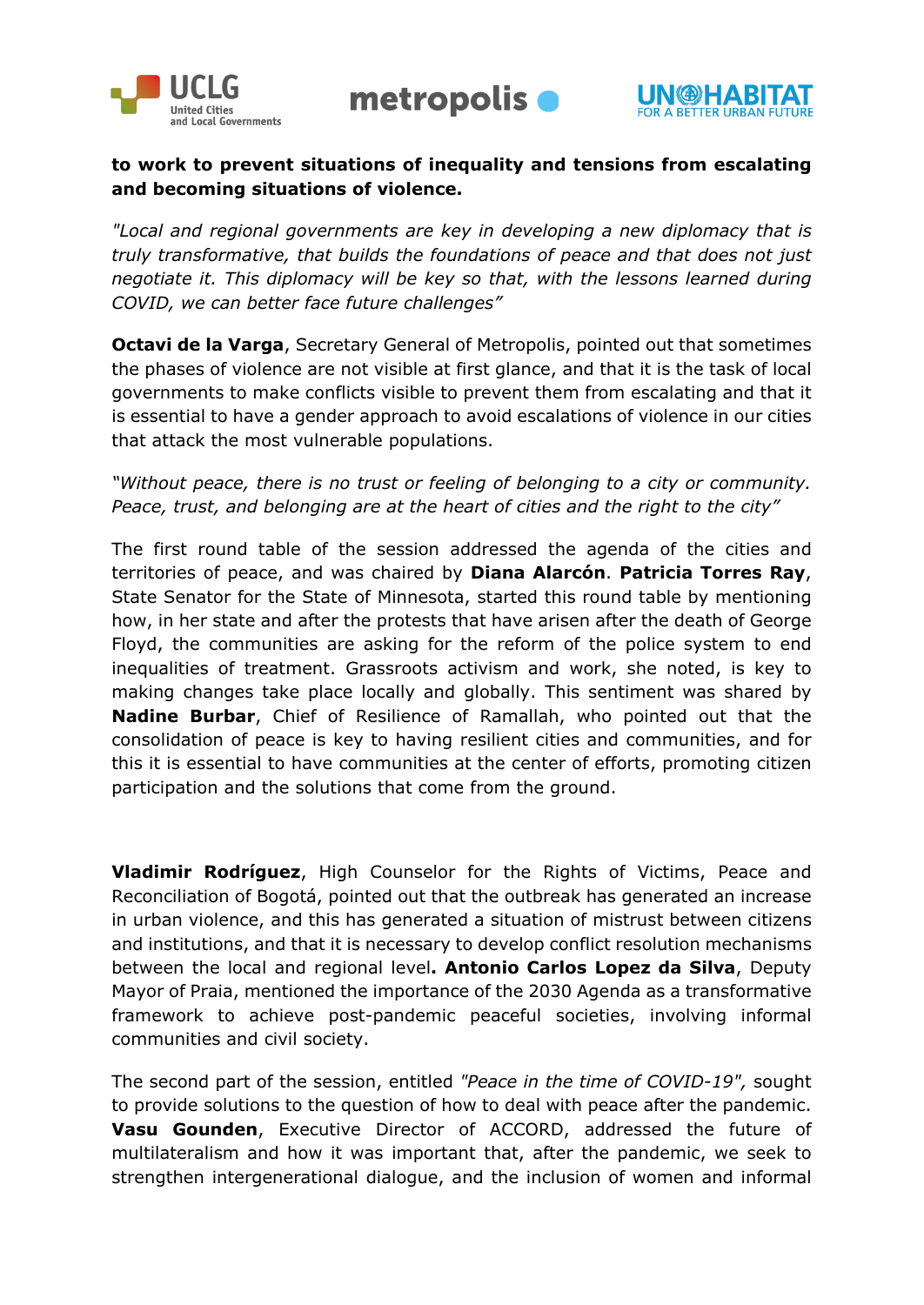**to work to prevent situations of inequality and tensions from escalating and becoming situations of violence.**

*"Local and regional governments are key in developing a new diplomacy that is truly transformative, that builds the foundations of peace and that does not just negotiate it. This diplomacy will be key so that, with the lessons learned during COVID, we can better face future challenges"*

**Octavi de la Varga**, Secretary General of Metropolis, pointed out that sometimes the phases of violence are not visible at first glance, and that it is the task of local governments to make conflicts visible to prevent them from escalating and that it is essential to have a gender approach to avoid escalations of violence in our cities that attack the most vulnerable populations.

*"Without peace, there is no trust or feeling of belonging to a city or community. Peace, trust, and belonging are at the heart of cities and the right to the city"*

The first round table of the session addressed the agenda of the cities and territories of peace, and was chaired by **Diana Alarcón**. **Patricia Torres Ray**, State Senator for the State of Minnesota, started this round table by mentioning how, in her state and after the protests that have arisen after the death of George Floyd, the communities are asking for the reform of the police system to end inequalities of treatment. Grassroots activism and work, she noted, is key to making changes take place locally and globally. This sentiment was shared by **Nadine Burbar**, Chief of Resilience of Ramallah, who pointed out that the consolidation of peace is key to having resilient cities and communities, and for this it is essential to have communities at the center of efforts, promoting citizen participation and the solutions that come from the ground.

**Vladimir Rodríguez**, High Counselor for the Rights of Victims, Peace and Reconciliation of Bogotá, pointed out that the outbreak has generated an increase in urban violence, and this has generated a situation of mistrust between citizens and institutions, and that it is necessary to develop conflict resolution mechanisms between the local and regional level**. Antonio Carlos Lopez da Silva**, Deputy Mayor of Praia, mentioned the importance of the 2030 Agenda as a transformative framework to achieve post-pandemic peaceful societies, involving informal communities and civil society.

The second part of the session, entitled *"Peace in the time of COVID-19",* sought to provide solutions to the question of how to deal with peace after the pandemic. **Vasu Gounden**, Executive Director of ACCORD, addressed the future of multilateralism and how it was important that, after the pandemic, we seek to strengthen intergenerational dialogue, and the inclusion of women and informal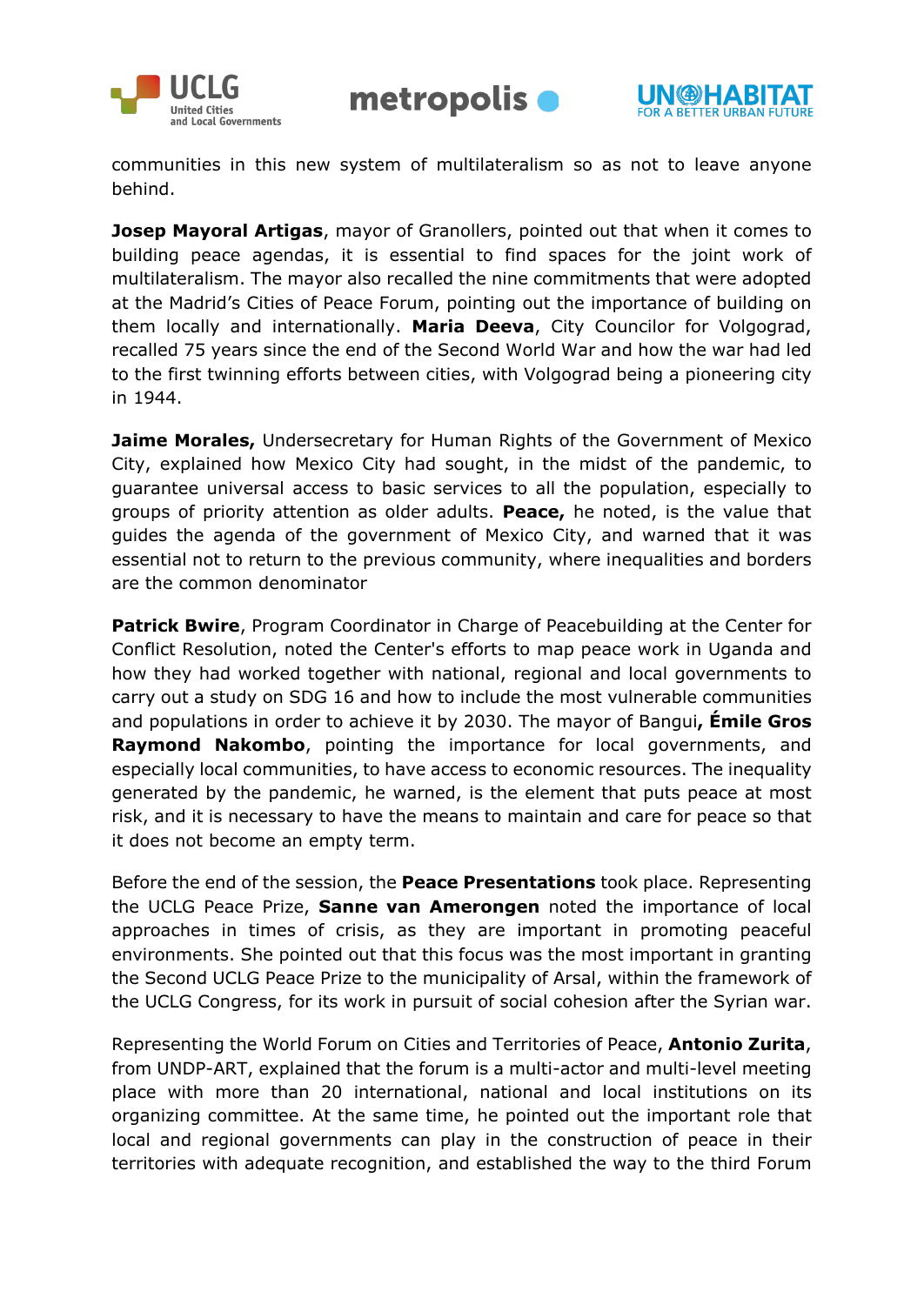communities in this new system of multilateralism so as not to leave anyone behind.

**Josep Mayoral Artigas**, mayor of Granollers, pointed out that when it comes to building peace agendas, it is essential to find spaces for the joint work of multilateralism. The mayor also recalled the nine commitments that were adopted at the Madrid's Cities of Peace Forum, pointing out the importance of building on them locally and internationally. **Maria Deeva**, City Councilor for Volgograd, recalled 75 years since the end of the Second World War and how the war had led to the first twinning efforts between cities, with Volgograd being a pioneering city in 1944.

**Jaime Morales,** Undersecretary for Human Rights of the Government of Mexico City, explained how Mexico City had sought, in the midst of the pandemic, to guarantee universal access to basic services to all the population, especially to groups of priority attention as older adults. **Peace,** he noted, is the value that guides the agenda of the government of Mexico City, and warned that it was essential not to return to the previous community, where inequalities and borders are the common denominator

**Patrick Bwire**, Program Coordinator in Charge of Peacebuilding at the Center for Conflict Resolution, noted the Center's efforts to map peace work in Uganda and how they had worked together with national, regional and local governments to carry out a study on SDG 16 and how to include the most vulnerable communities and populations in order to achieve it by 2030. The mayor of Bangui**, Émile Gros Raymond Nakombo**, pointing the importance for local governments, and especially local communities, to have access to economic resources. The inequality generated by the pandemic, he warned, is the element that puts peace at most risk, and it is necessary to have the means to maintain and care for peace so that it does not become an empty term.

Before the end of the session, the **Peace Presentations** took place. Representing the UCLG Peace Prize, **Sanne van Amerongen** noted the importance of local approaches in times of crisis, as they are important in promoting peaceful environments. She pointed out that this focus was the most important in granting the Second UCLG Peace Prize to the municipality of Arsal, within the framework of the UCLG Congress, for its work in pursuit of social cohesion after the Syrian war.

Representing the World Forum on Cities and Territories of Peace, **Antonio Zurita**, from UNDP-ART, explained that the forum is a multi-actor and multi-level meeting place with more than 20 international, national and local institutions on its organizing committee. At the same time, he pointed out the important role that local and regional governments can play in the construction of peace in their territories with adequate recognition, and established the way to the third Forum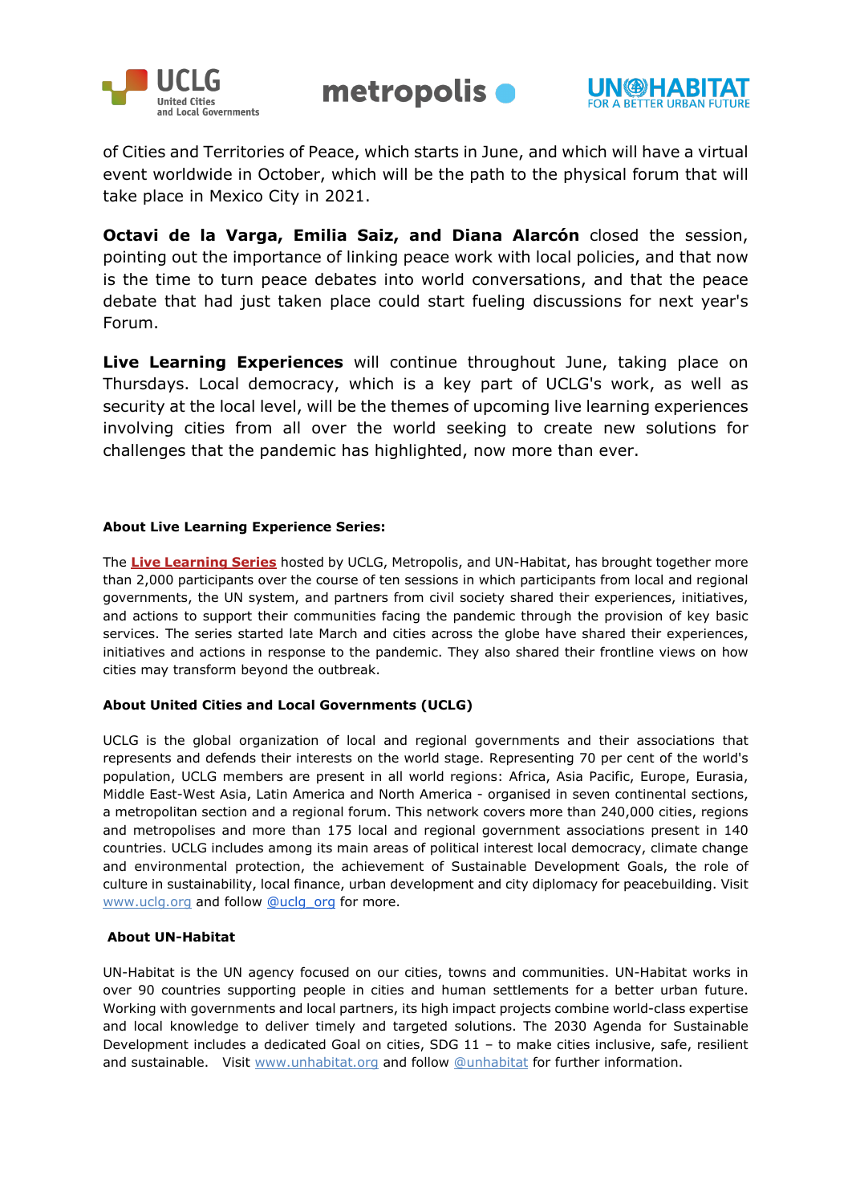of Cities and Territories of Peace, which starts in June, and which will have a virtual event worldwide in October, which will be the path to the physical forum that will take place in Mexico City in 2021.

**Octavi de la Varga, Emilia Saiz, and Diana Alarcón** closed the session, pointing out the importance of linking peace work with local policies, and that now is the time to turn peace debates into world conversations, and that the peace debate that had just taken place could start fueling discussions for next year's Forum.

**Live Learning Experiences** will continue throughout June, taking place on Thursdays. Local democracy, which is a key part of UCLG's work, as well as security at the local level, will be the themes of upcoming live learning experiences involving cities from all over the world seeking to create new solutions for challenges that the pandemic has highlighted, now more than ever.

**About Live Learning Experience Series:**

The **Live Learning Series** hosted by UCLG, Metropolis, and UN-Habitat, has brought together more than 2,000 participants over the course of ten sessions in which participants from local and regional governments, the UN system, and partners from civil society shared their experiences, initiatives, and actions to support their communities facing the pandemic through the provision of key basic services. The series started late March and cities across the globe have shared their experiences, initiatives and actions in response to the pandemic. They also shared their frontline views on how cities may transform beyond the outbreak.

**About United Cities and Local Governments (UCLG)**

UCLG is the global organization of local and regional governments and their associations that represents and defends their interests on the world stage. Representing 70 per cent of the world's population, UCLG members are present in all world regions: Africa, Asia Pacific, Europe, Eurasia, Middle East-West Asia, Latin America and North America - organised in seven continental sections, a metropolitan section and a regional forum. This network covers more than 240,000 cities, regions and metropolises and more than 175 local and regional government associations present in 140 countries. UCLG includes among its main areas of political interest local democracy, climate change and environmental protection, the achievement of Sustainable Development Goals, the role of culture in sustainability, local finance, urban development and city diplomacy for peacebuilding. Visit www.uclg.org and follow @uclg_org for more.

**About UN-Habitat**

UN-Habitat is the UN agency focused on our cities, towns and communities. UN-Habitat works in over 90 countries supporting people in cities and human settlements for a better urban future. Working with governments and local partners, its high impact projects combine world-class expertise and local knowledge to deliver timely and targeted solutions. The 2030 Agenda for Sustainable Development includes a dedicated Goal on cities, SDG 11 – to make cities inclusive, safe, resilient and sustainable. Visit www.unhabitat.org and follow @unhabitat for further information.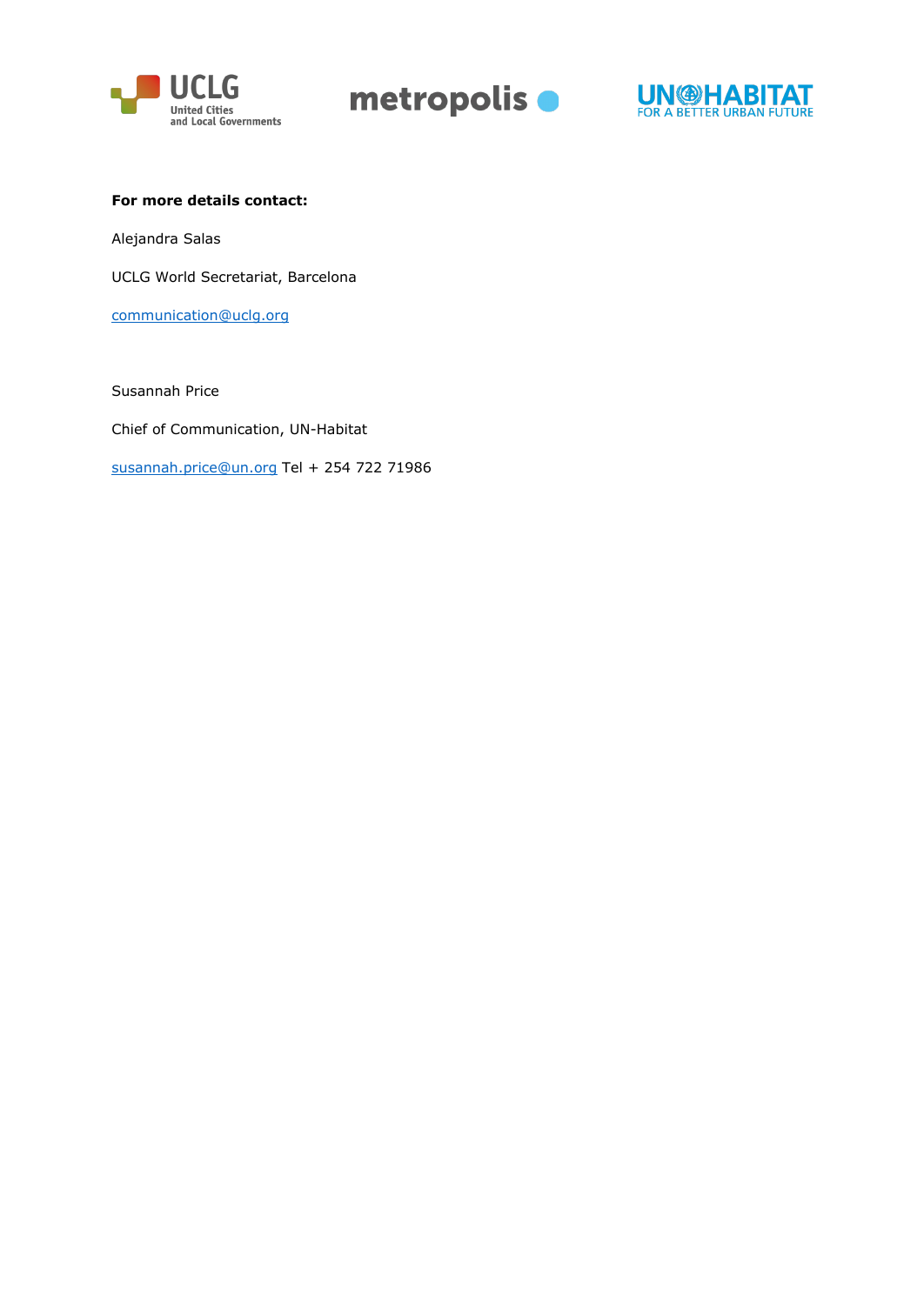**For more details contact:**

Alejandra Salas

UCLG World Secretariat, Barcelona

communication@uclg.org

Susannah Price

Chief of Communication, UN-Habitat

susannah.price@un.org Tel + 254 722 71986